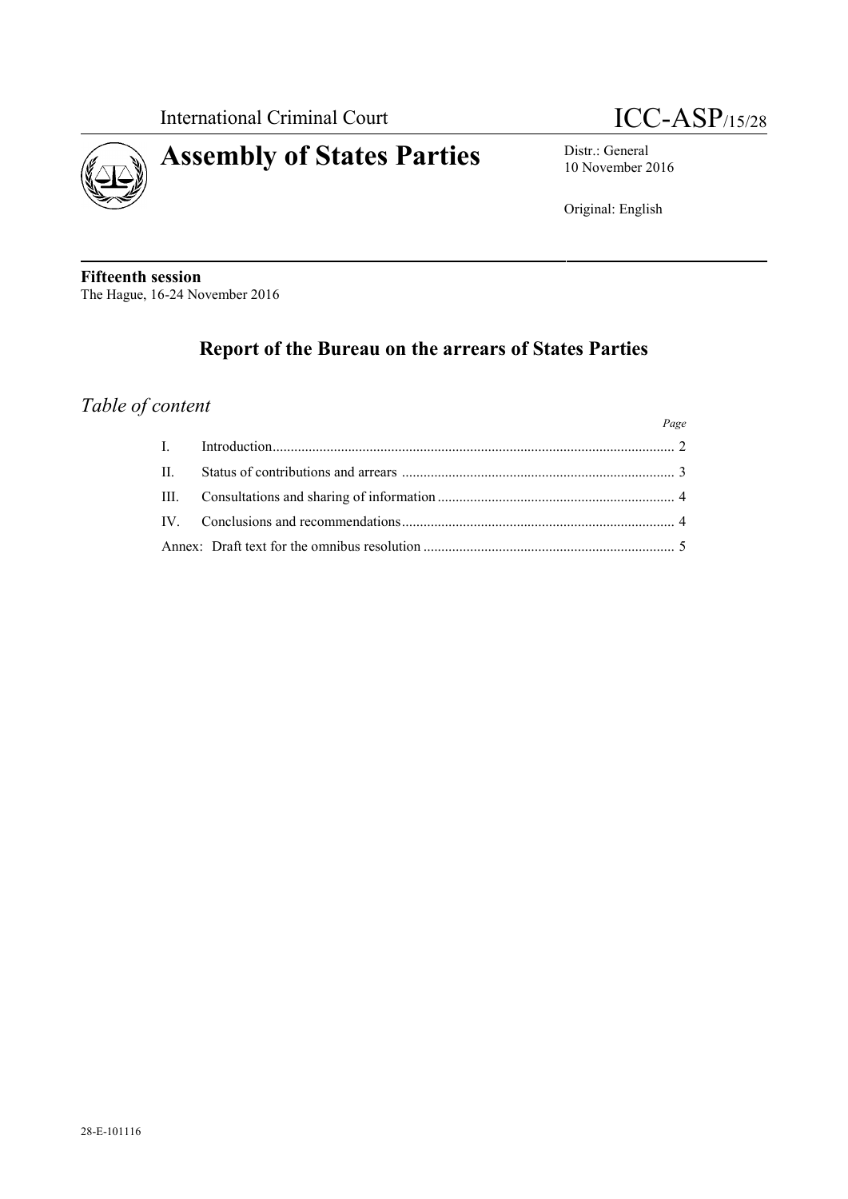International Criminal Court

ICC-ASP/15/28

# Assembly of States Parties

Distr.: General
10 November 2016

Original: English

**Fifteenth session**
The Hague, 16-24 November 2016

## Report of the Bureau on the arrears of States Parties

### *Table of content*

| | | *Page* |
|---|---|---|
| I. | Introduction | 2 |
| II. | Status of contributions and arrears | 3 |
| III. | Consultations and sharing of information | 4 |
| IV. | Conclusions and recommendations | 4 |
| Annex: | Draft text for the omnibus resolution | 5 |

28-E-101116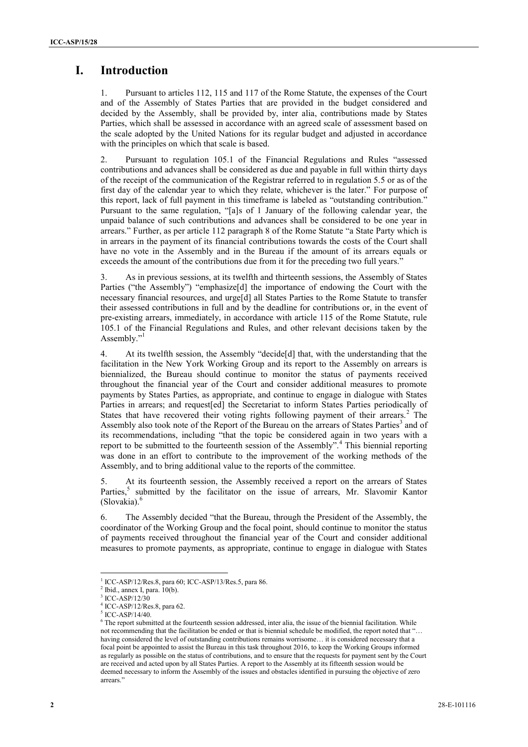# I. Introduction

1. Pursuant to articles 112, 115 and 117 of the Rome Statute, the expenses of the Court and of the Assembly of States Parties that are provided in the budget considered and decided by the Assembly, shall be provided by, inter alia, contributions made by States Parties, which shall be assessed in accordance with an agreed scale of assessment based on the scale adopted by the United Nations for its regular budget and adjusted in accordance with the principles on which that scale is based.

2. Pursuant to regulation 105.1 of the Financial Regulations and Rules "assessed contributions and advances shall be considered as due and payable in full within thirty days of the receipt of the communication of the Registrar referred to in regulation 5.5 or as of the first day of the calendar year to which they relate, whichever is the later." For purpose of this report, lack of full payment in this timeframe is labeled as "outstanding contribution." Pursuant to the same regulation, "[a]s of 1 January of the following calendar year, the unpaid balance of such contributions and advances shall be considered to be one year in arrears." Further, as per article 112 paragraph 8 of the Rome Statute "a State Party which is in arrears in the payment of its financial contributions towards the costs of the Court shall have no vote in the Assembly and in the Bureau if the amount of its arrears equals or exceeds the amount of the contributions due from it for the preceding two full years."

3. As in previous sessions, at its twelfth and thirteenth sessions, the Assembly of States Parties ("the Assembly") "emphasize[d] the importance of endowing the Court with the necessary financial resources, and urge[d] all States Parties to the Rome Statute to transfer their assessed contributions in full and by the deadline for contributions or, in the event of pre-existing arrears, immediately, in accordance with article 115 of the Rome Statute, rule 105.1 of the Financial Regulations and Rules, and other relevant decisions taken by the Assembly."[1]

4. At its twelfth session, the Assembly "decide[d] that, with the understanding that the facilitation in the New York Working Group and its report to the Assembly on arrears is biennialized, the Bureau should continue to monitor the status of payments received throughout the financial year of the Court and consider additional measures to promote payments by States Parties, as appropriate, and continue to engage in dialogue with States Parties in arrears; and request[ed] the Secretariat to inform States Parties periodically of States that have recovered their voting rights following payment of their arrears.[2] The Assembly also took note of the Report of the Bureau on the arrears of States Parties[3] and of its recommendations, including "that the topic be considered again in two years with a report to be submitted to the fourteenth session of the Assembly".[4] This biennial reporting was done in an effort to contribute to the improvement of the working methods of the Assembly, and to bring additional value to the reports of the committee.

5. At its fourteenth session, the Assembly received a report on the arrears of States Parties,[5] submitted by the facilitator on the issue of arrears, Mr. Slavomir Kantor (Slovakia).[6]

6. The Assembly decided "that the Bureau, through the President of the Assembly, the coordinator of the Working Group and the focal point, should continue to monitor the status of payments received throughout the financial year of the Court and consider additional measures to promote payments, as appropriate, continue to engage in dialogue with States

---

[1] ICC-ASP/12/Res.8, para 60; ICC-ASP/13/Res.5, para 86.

[2] Ibid., annex I, para. 10(b).

[3] ICC-ASP/12/30

[4] ICC-ASP/12/Res.8, para 62.

[5] ICC-ASP/14/40.

[6] The report submitted at the fourteenth session addressed, inter alia, the issue of the biennial facilitation. While not recommending that the facilitation be ended or that is biennial schedule be modified, the report noted that "… having considered the level of outstanding contributions remains worrisome… it is considered necessary that a focal point be appointed to assist the Bureau in this task throughout 2016, to keep the Working Groups informed as regularly as possible on the status of contributions, and to ensure that the requests for payment sent by the Court are received and acted upon by all States Parties. A report to the Assembly at its fifteenth session would be deemed necessary to inform the Assembly of the issues and obstacles identified in pursuing the objective of zero arrears."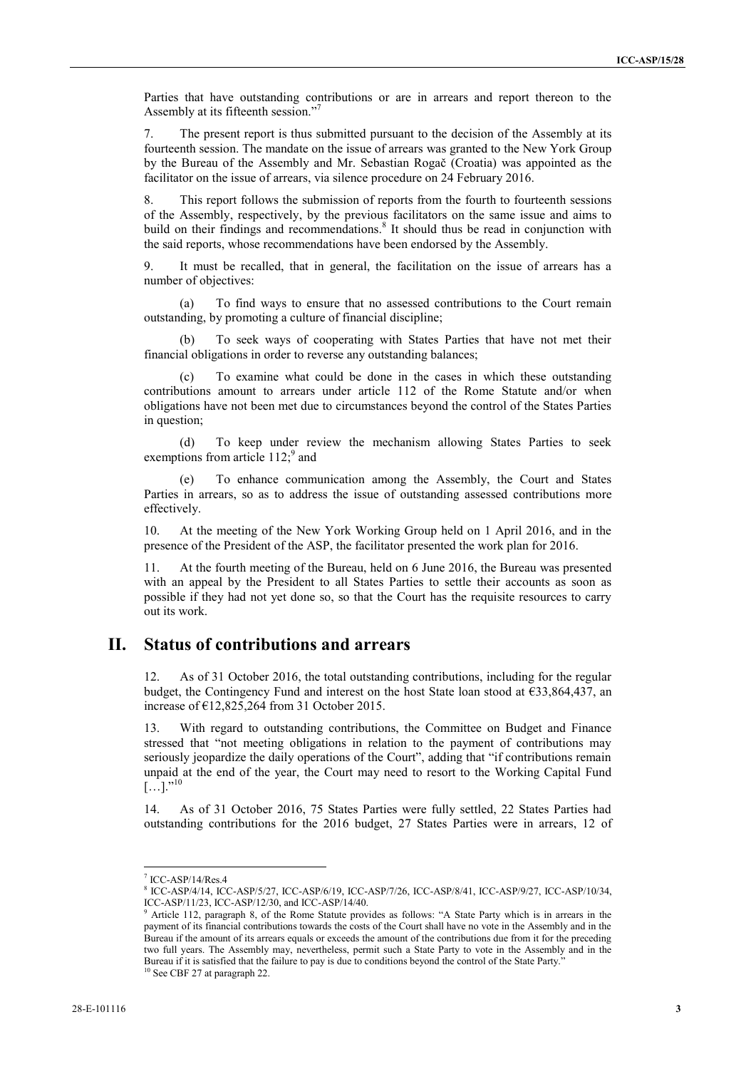Parties that have outstanding contributions or are in arrears and report thereon to the Assembly at its fifteenth session."[7]

7. The present report is thus submitted pursuant to the decision of the Assembly at its fourteenth session. The mandate on the issue of arrears was granted to the New York Group by the Bureau of the Assembly and Mr. Sebastian Rogač (Croatia) was appointed as the facilitator on the issue of arrears, via silence procedure on 24 February 2016.

8. This report follows the submission of reports from the fourth to fourteenth sessions of the Assembly, respectively, by the previous facilitators on the same issue and aims to build on their findings and recommendations.[8] It should thus be read in conjunction with the said reports, whose recommendations have been endorsed by the Assembly.

9. It must be recalled, that in general, the facilitation on the issue of arrears has a number of objectives:

(a) To find ways to ensure that no assessed contributions to the Court remain outstanding, by promoting a culture of financial discipline;

(b) To seek ways of cooperating with States Parties that have not met their financial obligations in order to reverse any outstanding balances;

(c) To examine what could be done in the cases in which these outstanding contributions amount to arrears under article 112 of the Rome Statute and/or when obligations have not been met due to circumstances beyond the control of the States Parties in question;

(d) To keep under review the mechanism allowing States Parties to seek exemptions from article 112;[9] and

(e) To enhance communication among the Assembly, the Court and States Parties in arrears, so as to address the issue of outstanding assessed contributions more effectively.

10. At the meeting of the New York Working Group held on 1 April 2016, and in the presence of the President of the ASP, the facilitator presented the work plan for 2016.

11. At the fourth meeting of the Bureau, held on 6 June 2016, the Bureau was presented with an appeal by the President to all States Parties to settle their accounts as soon as possible if they had not yet done so, so that the Court has the requisite resources to carry out its work.

# II. Status of contributions and arrears

12. As of 31 October 2016, the total outstanding contributions, including for the regular budget, the Contingency Fund and interest on the host State loan stood at €33,864,437, an increase of €12,825,264 from 31 October 2015.

13. With regard to outstanding contributions, the Committee on Budget and Finance stressed that "not meeting obligations in relation to the payment of contributions may seriously jeopardize the daily operations of the Court", adding that "if contributions remain unpaid at the end of the year, the Court may need to resort to the Working Capital Fund […]."[10]

14. As of 31 October 2016, 75 States Parties were fully settled, 22 States Parties had outstanding contributions for the 2016 budget, 27 States Parties were in arrears, 12 of

---

[7] ICC-ASP/14/Res.4

[8] ICC-ASP/4/14, ICC-ASP/5/27, ICC-ASP/6/19, ICC-ASP/7/26, ICC-ASP/8/41, ICC-ASP/9/27, ICC-ASP/10/34, ICC-ASP/11/23, ICC-ASP/12/30, and ICC-ASP/14/40.

[9] Article 112, paragraph 8, of the Rome Statute provides as follows: "A State Party which is in arrears in the payment of its financial contributions towards the costs of the Court shall have no vote in the Assembly and in the Bureau if the amount of its arrears equals or exceeds the amount of the contributions due from it for the preceding two full years. The Assembly may, nevertheless, permit such a State Party to vote in the Assembly and in the Bureau if it is satisfied that the failure to pay is due to conditions beyond the control of the State Party."

[10] See CBF 27 at paragraph 22.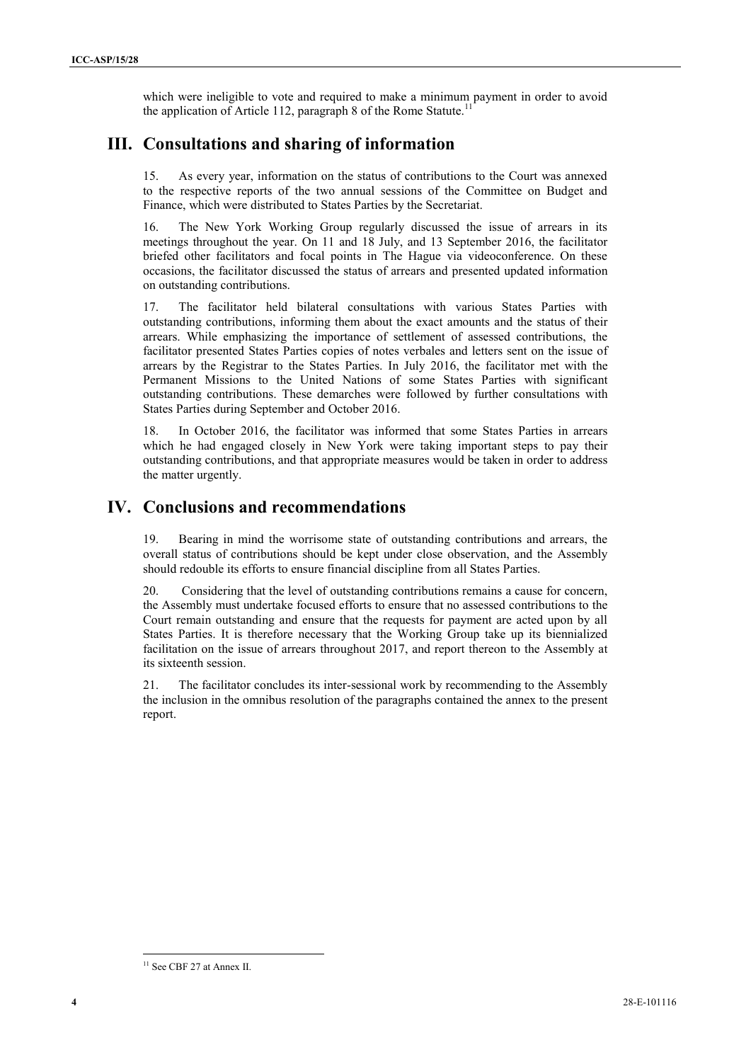which were ineligible to vote and required to make a minimum payment in order to avoid the application of Article 112, paragraph 8 of the Rome Statute.[11]

## III. Consultations and sharing of information

15. As every year, information on the status of contributions to the Court was annexed to the respective reports of the two annual sessions of the Committee on Budget and Finance, which were distributed to States Parties by the Secretariat.

16. The New York Working Group regularly discussed the issue of arrears in its meetings throughout the year. On 11 and 18 July, and 13 September 2016, the facilitator briefed other facilitators and focal points in The Hague via videoconference. On these occasions, the facilitator discussed the status of arrears and presented updated information on outstanding contributions.

17. The facilitator held bilateral consultations with various States Parties with outstanding contributions, informing them about the exact amounts and the status of their arrears. While emphasizing the importance of settlement of assessed contributions, the facilitator presented States Parties copies of notes verbales and letters sent on the issue of arrears by the Registrar to the States Parties. In July 2016, the facilitator met with the Permanent Missions to the United Nations of some States Parties with significant outstanding contributions. These demarches were followed by further consultations with States Parties during September and October 2016.

18. In October 2016, the facilitator was informed that some States Parties in arrears which he had engaged closely in New York were taking important steps to pay their outstanding contributions, and that appropriate measures would be taken in order to address the matter urgently.

## IV. Conclusions and recommendations

19. Bearing in mind the worrisome state of outstanding contributions and arrears, the overall status of contributions should be kept under close observation, and the Assembly should redouble its efforts to ensure financial discipline from all States Parties.

20. Considering that the level of outstanding contributions remains a cause for concern, the Assembly must undertake focused efforts to ensure that no assessed contributions to the Court remain outstanding and ensure that the requests for payment are acted upon by all States Parties. It is therefore necessary that the Working Group take up its biennialized facilitation on the issue of arrears throughout 2017, and report thereon to the Assembly at its sixteenth session.

21. The facilitator concludes its inter-sessional work by recommending to the Assembly the inclusion in the omnibus resolution of the paragraphs contained the annex to the present report.

---

[11] See CBF 27 at Annex II.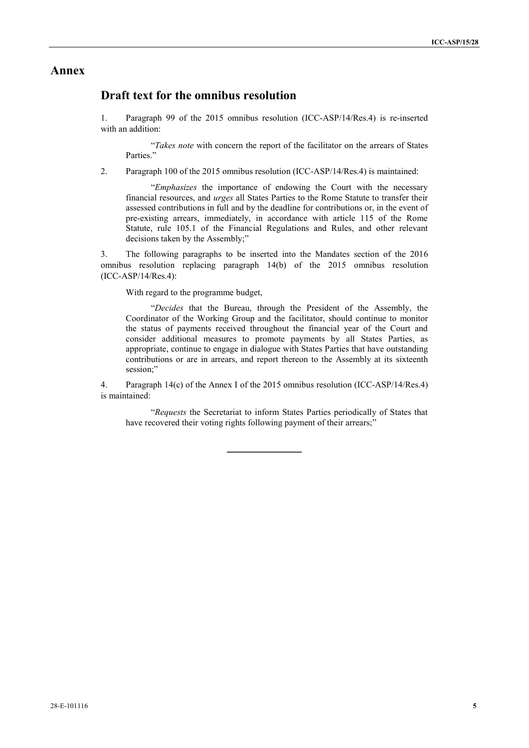# Annex

## Draft text for the omnibus resolution

1. Paragraph 99 of the 2015 omnibus resolution (ICC-ASP/14/Res.4) is re-inserted with an addition:

> "*Takes note* with concern the report of the facilitator on the arrears of States Parties."

2. Paragraph 100 of the 2015 omnibus resolution (ICC-ASP/14/Res.4) is maintained:

> "*Emphasizes* the importance of endowing the Court with the necessary financial resources, and *urges* all States Parties to the Rome Statute to transfer their assessed contributions in full and by the deadline for contributions or, in the event of pre-existing arrears, immediately, in accordance with article 115 of the Rome Statute, rule 105.1 of the Financial Regulations and Rules, and other relevant decisions taken by the Assembly;"

3. The following paragraphs to be inserted into the Mandates section of the 2016 omnibus resolution replacing paragraph 14(b) of the 2015 omnibus resolution (ICC-ASP/14/Res.4):

With regard to the programme budget,

> "*Decides* that the Bureau, through the President of the Assembly, the Coordinator of the Working Group and the facilitator, should continue to monitor the status of payments received throughout the financial year of the Court and consider additional measures to promote payments by all States Parties, as appropriate, continue to engage in dialogue with States Parties that have outstanding contributions or are in arrears, and report thereon to the Assembly at its sixteenth session;"

4. Paragraph 14(c) of the Annex I of the 2015 omnibus resolution (ICC-ASP/14/Res.4) is maintained:

> "*Requests* the Secretariat to inform States Parties periodically of States that have recovered their voting rights following payment of their arrears;"

---